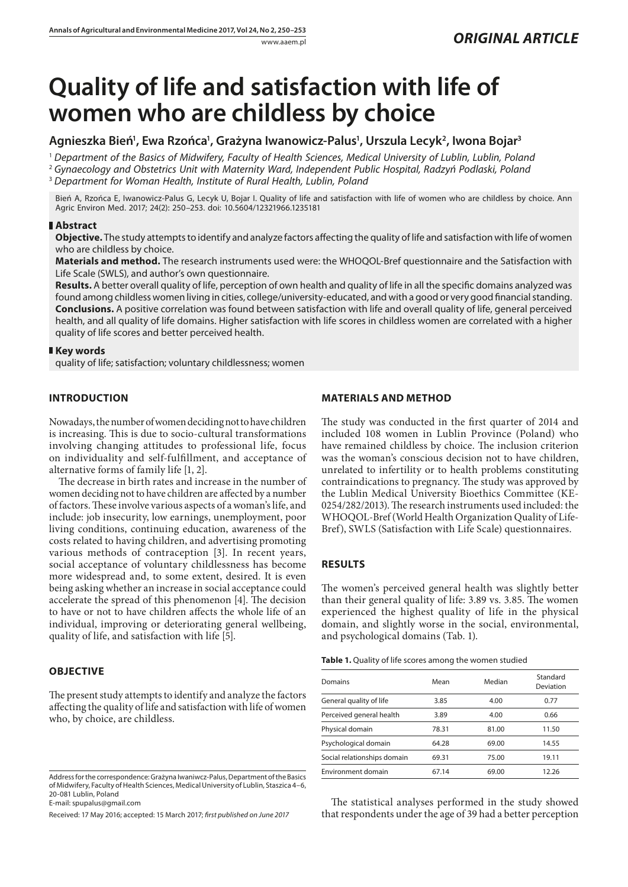*ORIGINAL ARTICLE*

# Quality of life and satisfaction with life of women who are childless by choice

**Agnieszka Bień[1], Ewa Rzońca[1], Grażyna Iwanowicz-Palus[1], Urszula Lecyk[2], Iwona Bojar[3]**

[1] *Department of the Basics of Midwifery, Faculty of Health Sciences, Medical University of Lublin, Lublin, Poland*
[2] *Gynaecology and Obstetrics Unit with Maternity Ward, Independent Public Hospital, Radzyń Podlaski, Poland*
[3] *Department for Woman Health, Institute of Rural Health, Lublin, Poland*

Bień A, Rzońca E, Iwanowicz-Palus G, Lecyk U, Bojar I. Quality of life and satisfaction with life of women who are childless by choice. Ann Agric Environ Med. 2017; 24(2): 250–253. doi: 10.5604/12321966.1235181

## Abstract

**Objective.** The study attempts to identify and analyze factors affecting the quality of life and satisfaction with life of women who are childless by choice.

**Materials and method.** The research instruments used were: the WHOQOL-Bref questionnaire and the Satisfaction with Life Scale (SWLS), and author's own questionnaire.

**Results.** A better overall quality of life, perception of own health and quality of life in all the specific domains analyzed was found among childless women living in cities, college/university-educated, and with a good or very good financial standing.

**Conclusions.** A positive correlation was found between satisfaction with life and overall quality of life, general perceived health, and all quality of life domains. Higher satisfaction with life scores in childless women are correlated with a higher quality of life scores and better perceived health.

## Key words

quality of life; satisfaction; voluntary childlessness; women

## INTRODUCTION

Nowadays, the number of women deciding not to have children is increasing. This is due to socio-cultural transformations involving changing attitudes to professional life, focus on individuality and self-fulfillment, and acceptance of alternative forms of family life [1, 2].

The decrease in birth rates and increase in the number of women deciding not to have children are affected by a number of factors. These involve various aspects of a woman's life, and include: job insecurity, low earnings, unemployment, poor living conditions, continuing education, awareness of the costs related to having children, and advertising promoting various methods of contraception [3]. In recent years, social acceptance of voluntary childlessness has become more widespread and, to some extent, desired. It is even being asking whether an increase in social acceptance could accelerate the spread of this phenomenon [4]. The decision to have or not to have children affects the whole life of an individual, improving or deteriorating general wellbeing, quality of life, and satisfaction with life [5].

## OBJECTIVE

The present study attempts to identify and analyze the factors affecting the quality of life and satisfaction with life of women who, by choice, are childless.

Address for the correspondence: Grażyna Iwaniwcz-Palus, Department of the Basics of Midwifery, Faculty of Health Sciences, Medical University of Lublin, Staszica 4–6, 20-081 Lublin, Poland
E-mail: spupalus@gmail.com

Received: 17 May 2016; accepted: 15 March 2017; *first published on June 2017*

## MATERIALS AND METHOD

The study was conducted in the first quarter of 2014 and included 108 women in Lublin Province (Poland) who have remained childless by choice. The inclusion criterion was the woman's conscious decision not to have children, unrelated to infertility or to health problems constituting contraindications to pregnancy. The study was approved by the Lublin Medical University Bioethics Committee (KE-0254/282/2013). The research instruments used included: the WHOQOL-Bref (World Health Organization Quality of Life-Bref), SWLS (Satisfaction with Life Scale) questionnaires.

## RESULTS

The women's perceived general health was slightly better than their general quality of life: 3.89 vs. 3.85. The women experienced the highest quality of life in the physical domain, and slightly worse in the social, environmental, and psychological domains (Tab. 1).

**Table 1.** Quality of life scores among the women studied

| Domains | Mean | Median | Standard Deviation |
|---|---|---|---|
| General quality of life | 3.85 | 4.00 | 0.77 |
| Perceived general health | 3.89 | 4.00 | 0.66 |
| Physical domain | 78.31 | 81.00 | 11.50 |
| Psychological domain | 64.28 | 69.00 | 14.55 |
| Social relationships domain | 69.31 | 75.00 | 19.11 |
| Environment domain | 67.14 | 69.00 | 12.26 |

The statistical analyses performed in the study showed that respondents under the age of 39 had a better perception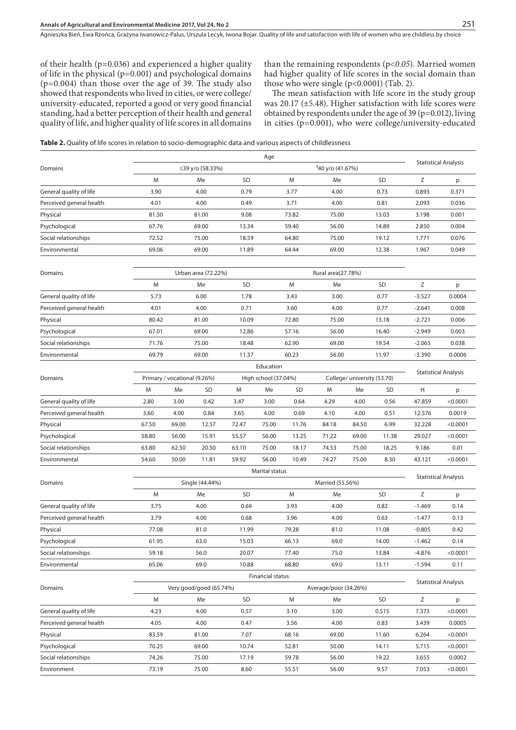of their health (p=0.036) and experienced a higher quality of life in the physical (p=0.001) and psychological domains (p=0.004) than those over the age of 39. The study also showed that respondents who lived in cities, or were college/university-educated, reported a good or very good financial standing, had a better perception of their health and general quality of life, and higher quality of life scores in all domains than the remaining respondents (*p<0.05*). Married women had higher quality of life scores in the social domain than those who were single (p<0.0001) (Tab. 2).

The mean satisfaction with life score in the study group was 20.17 (±5.48). Higher satisfaction with life scores were obtained by respondents under the age of 39 (p=0.012), living in cities (p=0.001), who were college/university-educated

**Table 2.** Quality of life scores in relation to socio-demographic data and various aspects of childlessness

| Domains | Age | | | | | | Statistical Analysis | |
|---|---|---|---|---|---|---|---|---|
| | ≤39 y/o (58.33%) | | | ≥40 y/o (41.67%) | | | | |
| | M | Me | SD | M | Me | SD | Z | p |
| General quality of life | 3.90 | 4.00 | 0.79 | 3.77 | 4.00 | 0.73 | 0.893 | 0.371 |
| Perceived general health | 4.01 | 4.00 | 0.49 | 3.71 | 4.00 | 0.81 | 2.093 | 0.036 |
| Physical | 81.50 | 81.00 | 9.08 | 73.82 | 75.00 | 13.03 | 3.198 | 0.001 |
| Psychological | 67.76 | 69.00 | 13.34 | 59.40 | 56.00 | 14.89 | 2.850 | 0.004 |
| Social relationships | 72.52 | 75.00 | 18.59 | 64.80 | 75.00 | 19.12 | 1.771 | 0.076 |
| Environmental | 69.06 | 69.00 | 11.89 | 64.44 | 69.00 | 12.38 | 1.967 | 0.049 |

| Domains | Urban area (72.22%) | | | Rural area(27.78%) | | | | |
|---|---|---|---|---|---|---|---|---|
| | M | Me | SD | M | Me | SD | Z | p |
| General quality of life | 5.73 | 6.00 | 1.78 | 3.43 | 3.00 | 0.77 | -3.527 | 0.0004 |
| Perceived general health | 4.01 | 4.00 | 0.71 | 3.60 | 4.00 | 0.77 | -2.641 | 0.008 |
| Physical | 80.42 | 81.00 | 10.09 | 72.80 | 75.00 | 13.18 | -2.721 | 0.006 |
| Psychological | 67.01 | 69.00 | 12.86 | 57.16 | 56.00 | 16.40 | -2.949 | 0.003 |
| Social relationships | 71.76 | 75.00 | 18.48 | 62.90 | 69.00 | 19.54 | -2.065 | 0.038 |
| Environmental | 69.79 | 69.00 | 11.37 | 60.23 | 56.00 | 11.97 | -3.390 | 0.0006 |

| Domains | Education | | | | | | | | | Statistical Analysis | |
|---|---|---|---|---|---|---|---|---|---|---|---|
| | Primary / vocational (9.26%) | | | High school (37.04%) | | | College/ university (53.70) | | | | |
| | M | Me | SD | M | Me | SD | M | Me | SD | H | p |
| General quality of life | 2.80 | 3.00 | 0.42 | 3.47 | 3.00 | 0.64 | 4.29 | 4.00 | 0.56 | 47.859 | <0.0001 |
| Perceived general health | 3.60 | 4.00 | 0.84 | 3.65 | 4.00 | 0.69 | 4.10 | 4.00 | 0.51 | 12.576 | 0.0019 |
| Physical | 67.50 | 69.00 | 12.57 | 72.47 | 75.00 | 11.76 | 84.18 | 84.50 | 6.99 | 32.228 | <0.0001 |
| Psychological | 58.80 | 56.00 | 15.91 | 55.57 | 56.00 | 13.25 | 71.22 | 69.00 | 11.38 | 29.027 | <0.0001 |
| Social relationships | 63.80 | 62.50 | 20.50 | 63.10 | 75.00 | 18.17 | 74.53 | 75.00 | 18.25 | 9.186 | 0.01 |
| Environmental | 54.60 | 50.00 | 11.81 | 59.92 | 56.00 | 10.49 | 74.27 | 75.00 | 8.30 | 43.121 | <0.0001 |

| Domains | Marital status | | | | | | Statistical Analysis | |
|---|---|---|---|---|---|---|---|---|
| | Single (44.44%) | | | Married (55.56%) | | | | |
| | M | Me | SD | M | Me | SD | Z | p |
| General quality of life | 3.75 | 4.00 | 0.69 | 3.93 | 4.00 | 0.82 | -1.469 | 0.14 |
| Perceived general health | 3.79 | 4.00 | 0.68 | 3.96 | 4.00 | 0.63 | -1.477 | 0.13 |
| Physical | 77.08 | 81.0 | 11.99 | 79.28 | 81.0 | 11.08 | -0.805 | 0.42 |
| Psychological | 61.95 | 63.0 | 15.03 | 66.13 | 69.0 | 14.00 | -1.462 | 0.14 |
| Social relationships | 59.18 | 56.0 | 20.07 | 77.40 | 75.0 | 13.84 | -4.876 | <0.0001 |
| Environmental | 65.06 | 69.0 | 10.88 | 68.80 | 69.0 | 13.11 | -1.594 | 0.11 |

| Domains | Financial status | | | | | | Statistical Analysis | |
|---|---|---|---|---|---|---|---|---|
| | Very good/good (65.74%) | | | Average/poor (34.26%) | | | | |
| | M | Me | SD | M | Me | SD | Z | p |
| General quality of life | 4.23 | 4.00 | 0.57 | 3.10 | 3.00 | 0.515 | 7.373 | <0.0001 |
| Perceived general health | 4.05 | 4.00 | 0.47 | 3.56 | 4.00 | 0.83 | 3.439 | 0.0005 |
| Physical | 83.59 | 81.00 | 7.07 | 68.16 | 69.00 | 11.60 | 6.264 | <0.0001 |
| Psychological | 70.25 | 69.00 | 10.74 | 52.81 | 50.00 | 14.11 | 5.715 | <0.0001 |
| Social relationships | 74.26 | 75.00 | 17.19 | 59.78 | 56.00 | 19.22 | 3.655 | 0.0002 |
| Environment | 73.19 | 75.00 | 8.60 | 55.51 | 56.00 | 9.57 | 7.053 | <0.0001 |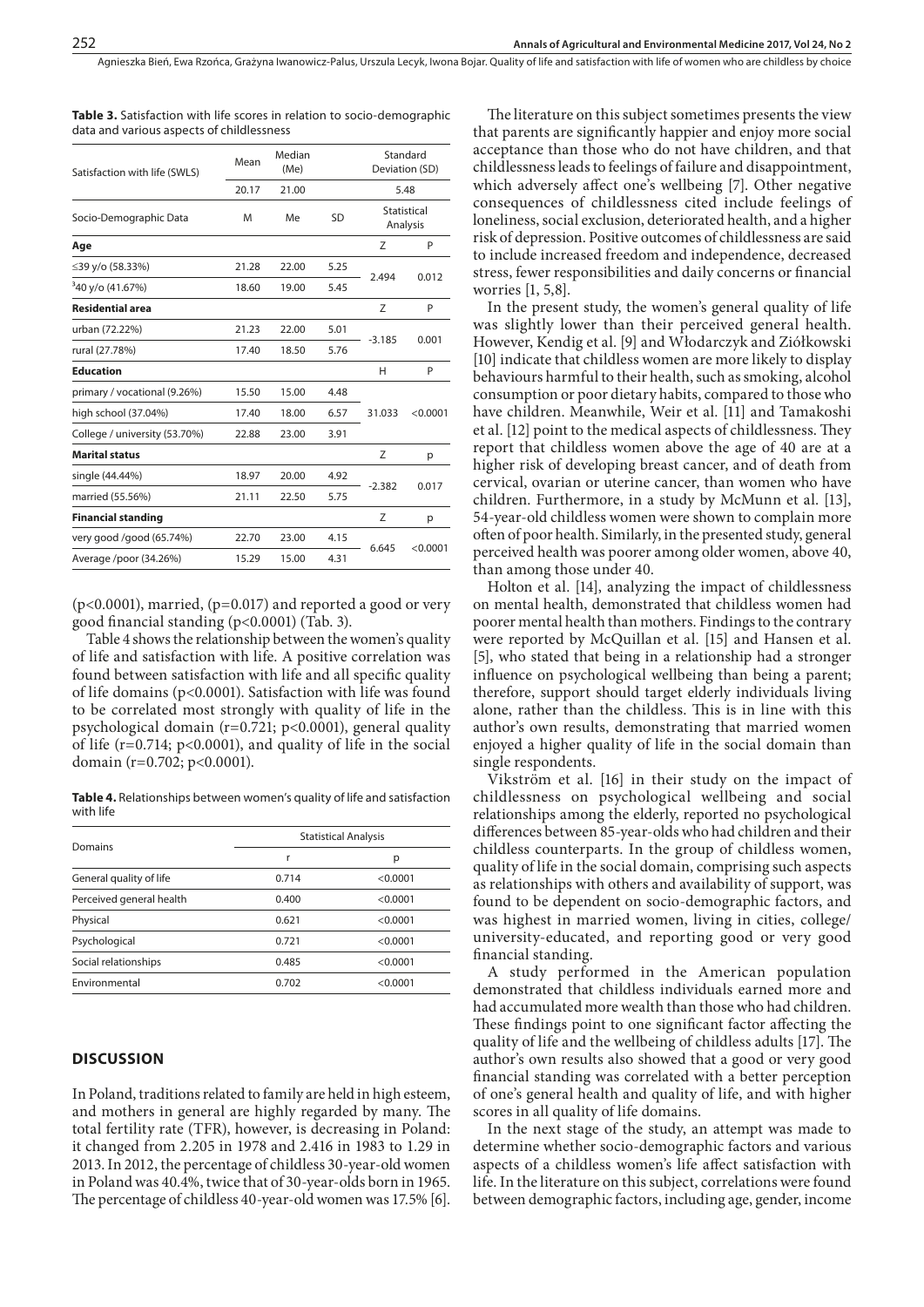**Table 3.** Satisfaction with life scores in relation to socio-demographic data and various aspects of childlessness

| Satisfaction with life (SWLS) | Mean | Median (Me) | | Standard Deviation (SD) | |
|---|---|---|---|---|---|
| | 20.17 | 21.00 | | 5.48 | |
| Socio-Demographic Data | M | Me | SD | Statistical Analysis | |
| **Age** | | | | Z | P |
| ≤39 y/o (58.33%) | 21.28 | 22.00 | 5.25 | 2.494 | 0.012 |
| ³40 y/o (41.67%) | 18.60 | 19.00 | 5.45 | | |
| **Residential area** | | | | Z | P |
| urban (72.22%) | 21.23 | 22.00 | 5.01 | -3.185 | 0.001 |
| rural (27.78%) | 17.40 | 18.50 | 5.76 | | |
| **Education** | | | | H | P |
| primary / vocational (9.26%) | 15.50 | 15.00 | 4.48 | 31.033 | <0.0001 |
| high school (37.04%) | 17.40 | 18.00 | 6.57 | | |
| College / university (53.70%) | 22.88 | 23.00 | 3.91 | | |
| **Marital status** | | | | Z | p |
| single (44.44%) | 18.97 | 20.00 | 4.92 | -2.382 | 0.017 |
| married (55.56%) | 21.11 | 22.50 | 5.75 | | |
| **Financial standing** | | | | Z | p |
| very good /good (65.74%) | 22.70 | 23.00 | 4.15 | 6.645 | <0.0001 |
| Average /poor (34.26%) | 15.29 | 15.00 | 4.31 | | |

(p<0.0001), married, (p=0.017) and reported a good or very good financial standing (p<0.0001) (Tab. 3).

Table 4 shows the relationship between the women's quality of life and satisfaction with life. A positive correlation was found between satisfaction with life and all specific quality of life domains (p<0.0001). Satisfaction with life was found to be correlated most strongly with quality of life in the psychological domain (r=0.721; p<0.0001), general quality of life (r=0.714; p<0.0001), and quality of life in the social domain (r=0.702; p<0.0001).

**Table 4.** Relationships between women's quality of life and satisfaction with life

| Domains | Statistical Analysis | |
|---|---|---|
| | r | p |
| General quality of life | 0.714 | <0.0001 |
| Perceived general health | 0.400 | <0.0001 |
| Physical | 0.621 | <0.0001 |
| Psychological | 0.721 | <0.0001 |
| Social relationships | 0.485 | <0.0001 |
| Environmental | 0.702 | <0.0001 |

## DISCUSSION

In Poland, traditions related to family are held in high esteem, and mothers in general are highly regarded by many. The total fertility rate (TFR), however, is decreasing in Poland: it changed from 2.205 in 1978 and 2.416 in 1983 to 1.29 in 2013. In 2012, the percentage of childless 30-year-old women in Poland was 40.4%, twice that of 30-year-olds born in 1965. The percentage of childless 40-year-old women was 17.5% [6].

The literature on this subject sometimes presents the view that parents are significantly happier and enjoy more social acceptance than those who do not have children, and that childlessness leads to feelings of failure and disappointment, which adversely affect one's wellbeing [7]. Other negative consequences of childlessness cited include feelings of loneliness, social exclusion, deteriorated health, and a higher risk of depression. Positive outcomes of childlessness are said to include increased freedom and independence, decreased stress, fewer responsibilities and daily concerns or financial worries [1, 5,8].

In the present study, the women's general quality of life was slightly lower than their perceived general health. However, Kendig et al. [9] and Włodarczyk and Ziółkowski [10] indicate that childless women are more likely to display behaviours harmful to their health, such as smoking, alcohol consumption or poor dietary habits, compared to those who have children. Meanwhile, Weir et al. [11] and Tamakoshi et al. [12] point to the medical aspects of childlessness. They report that childless women above the age of 40 are at a higher risk of developing breast cancer, and of death from cervical, ovarian or uterine cancer, than women who have children. Furthermore, in a study by McMunn et al. [13], 54-year-old childless women were shown to complain more often of poor health. Similarly, in the presented study, general perceived health was poorer among older women, above 40, than among those under 40.

Holton et al. [14], analyzing the impact of childlessness on mental health, demonstrated that childless women had poorer mental health than mothers. Findings to the contrary were reported by McQuillan et al. [15] and Hansen et al. [5], who stated that being in a relationship had a stronger influence on psychological wellbeing than being a parent; therefore, support should target elderly individuals living alone, rather than the childless. This is in line with this author's own results, demonstrating that married women enjoyed a higher quality of life in the social domain than single respondents.

Vikström et al. [16] in their study on the impact of childlessness on psychological wellbeing and social relationships among the elderly, reported no psychological differences between 85-year-olds who had children and their childless counterparts. In the group of childless women, quality of life in the social domain, comprising such aspects as relationships with others and availability of support, was found to be dependent on socio-demographic factors, and was highest in married women, living in cities, college/university-educated, and reporting good or very good financial standing.

A study performed in the American population demonstrated that childless individuals earned more and had accumulated more wealth than those who had children. These findings point to one significant factor affecting the quality of life and the wellbeing of childless adults [17]. The author's own results also showed that a good or very good financial standing was correlated with a better perception of one's general health and quality of life, and with higher scores in all quality of life domains.

In the next stage of the study, an attempt was made to determine whether socio-demographic factors and various aspects of a childless women's life affect satisfaction with life. In the literature on this subject, correlations were found between demographic factors, including age, gender, income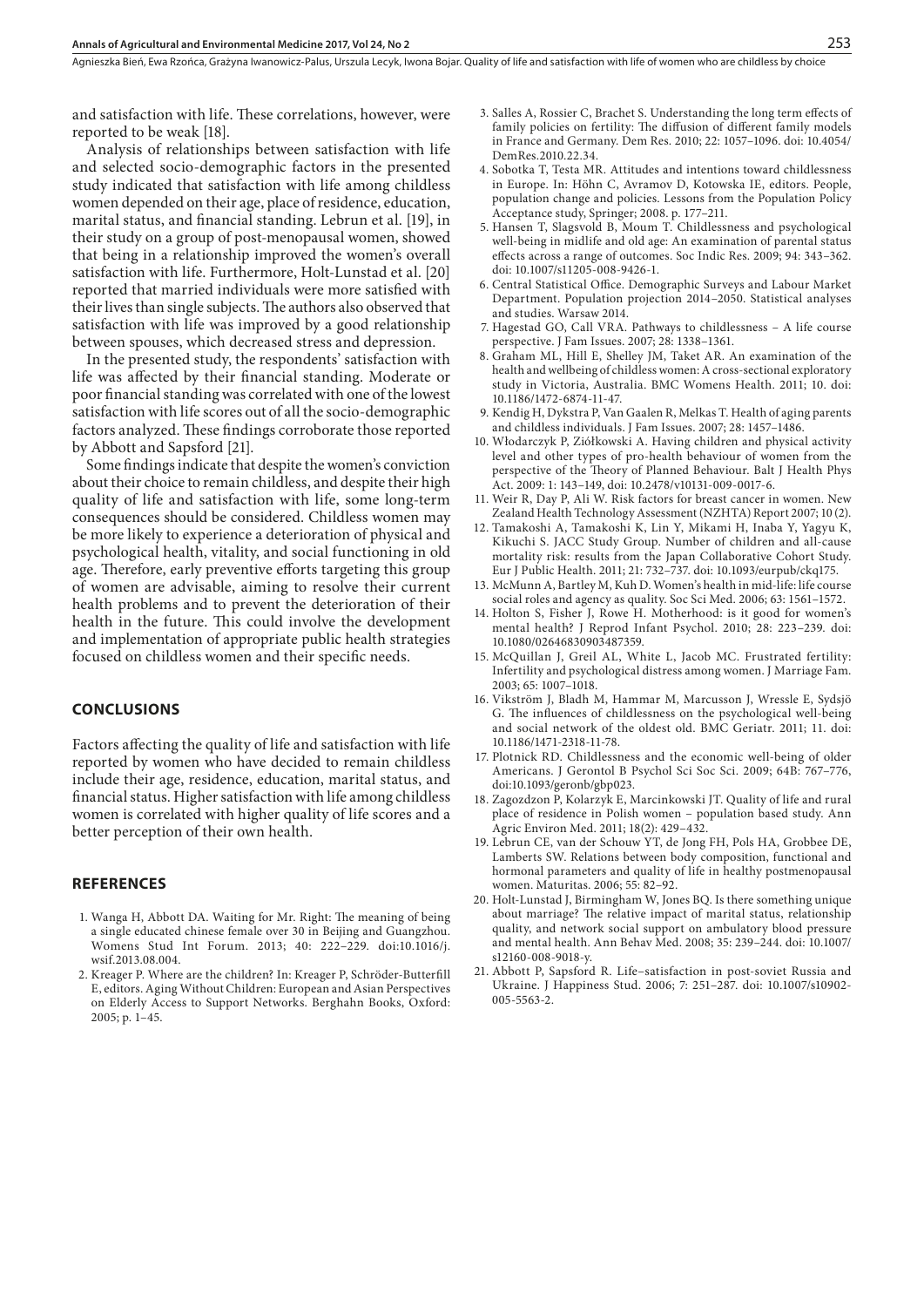and satisfaction with life. These correlations, however, were reported to be weak [18].

Analysis of relationships between satisfaction with life and selected socio-demographic factors in the presented study indicated that satisfaction with life among childless women depended on their age, place of residence, education, marital status, and financial standing. Lebrun et al. [19], in their study on a group of post-menopausal women, showed that being in a relationship improved the women's overall satisfaction with life. Furthermore, Holt-Lunstad et al. [20] reported that married individuals were more satisfied with their lives than single subjects. The authors also observed that satisfaction with life was improved by a good relationship between spouses, which decreased stress and depression.

In the presented study, the respondents' satisfaction with life was affected by their financial standing. Moderate or poor financial standing was correlated with one of the lowest satisfaction with life scores out of all the socio-demographic factors analyzed. These findings corroborate those reported by Abbott and Sapsford [21].

Some findings indicate that despite the women's conviction about their choice to remain childless, and despite their high quality of life and satisfaction with life, some long-term consequences should be considered. Childless women may be more likely to experience a deterioration of physical and psychological health, vitality, and social functioning in old age. Therefore, early preventive efforts targeting this group of women are advisable, aiming to resolve their current health problems and to prevent the deterioration of their health in the future. This could involve the development and implementation of appropriate public health strategies focused on childless women and their specific needs.

## CONCLUSIONS

Factors affecting the quality of life and satisfaction with life reported by women who have decided to remain childless include their age, residence, education, marital status, and financial status. Higher satisfaction with life among childless women is correlated with higher quality of life scores and a better perception of their own health.

## REFERENCES

1. Wanga H, Abbott DA. Waiting for Mr. Right: The meaning of being a single educated chinese female over 30 in Beijing and Guangzhou. Womens Stud Int Forum. 2013; 40: 222–229. doi:10.1016/j.wsif.2013.08.004.
2. Kreager P. Where are the children? In: Kreager P, Schröder-Butterfill E, editors. Aging Without Children: European and Asian Perspectives on Elderly Access to Support Networks. Berghahn Books, Oxford: 2005; p. 1–45.
3. Salles A, Rossier C, Brachet S. Understanding the long term effects of family policies on fertility: The diffusion of different family models in France and Germany. Dem Res. 2010; 22: 1057–1096. doi: 10.4054/DemRes.2010.22.34.
4. Sobotka T, Testa MR. Attitudes and intentions toward childlessness in Europe. In: Höhn C, Avramov D, Kotowska IE, editors. People, population change and policies. Lessons from the Population Policy Acceptance study, Springer; 2008. p. 177–211.
5. Hansen T, Slagsvold B, Moum T. Childlessness and psychological well-being in midlife and old age: An examination of parental status effects across a range of outcomes. Soc Indic Res. 2009; 94: 343–362. doi: 10.1007/s11205-008-9426-1.
6. Central Statistical Office. Demographic Surveys and Labour Market Department. Population projection 2014–2050. Statistical analyses and studies. Warsaw 2014.
7. Hagestad GO, Call VRA. Pathways to childlessness – A life course perspective. J Fam Issues. 2007; 28: 1338–1361.
8. Graham ML, Hill E, Shelley JM, Taket AR. An examination of the health and wellbeing of childless women: A cross-sectional exploratory study in Victoria, Australia. BMC Womens Health. 2011; 10. doi: 10.1186/1472-6874-11-47.
9. Kendig H, Dykstra P, Van Gaalen R, Melkas T. Health of aging parents and childless individuals. J Fam Issues. 2007; 28: 1457–1486.
10. Włodarczyk P, Ziółkowski A. Having children and physical activity level and other types of pro-health behaviour of women from the perspective of the Theory of Planned Behaviour. Balt J Health Phys Act. 2009: 1: 143–149, doi: 10.2478/v10131-009-0017-6.
11. Weir R, Day P, Ali W. Risk factors for breast cancer in women. New Zealand Health Technology Assessment (NZHTA) Report 2007; 10 (2).
12. Tamakoshi A, Tamakoshi K, Lin Y, Mikami H, Inaba Y, Yagyu K, Kikuchi S. JACC Study Group. Number of children and all-cause mortality risk: results from the Japan Collaborative Cohort Study. Eur J Public Health. 2011; 21: 732–737. doi: 10.1093/eurpub/ckq175.
13. McMunn A, Bartley M, Kuh D. Women's health in mid-life: life course social roles and agency as quality. Soc Sci Med. 2006; 63: 1561–1572.
14. Holton S, Fisher J, Rowe H. Motherhood: is it good for women's mental health? J Reprod Infant Psychol. 2010; 28: 223–239. doi: 10.1080/02646830903487359.
15. McQuillan J, Greil AL, White L, Jacob MC. Frustrated fertility: Infertility and psychological distress among women. J Marriage Fam. 2003; 65: 1007–1018.
16. Vikström J, Bladh M, Hammar M, Marcusson J, Wressle E, Sydsjö G. The influences of childlessness on the psychological well-being and social network of the oldest old. BMC Geriatr. 2011; 11. doi: 10.1186/1471-2318-11-78.
17. Plotnick RD. Childlessness and the economic well-being of older Americans. J Gerontol B Psychol Sci Soc Sci. 2009; 64B: 767–776, doi:10.1093/geronb/gbp023.
18. Zagozdzon P, Kolarzyk E, Marcinkowski JT. Quality of life and rural place of residence in Polish women – population based study. Ann Agric Environ Med. 2011; 18(2): 429–432.
19. Lebrun CE, van der Schouw YT, de Jong FH, Pols HA, Grobbee DE, Lamberts SW. Relations between body composition, functional and hormonal parameters and quality of life in healthy postmenopausal women. Maturitas. 2006; 55: 82–92.
20. Holt-Lunstad J, Birmingham W, Jones BQ. Is there something unique about marriage? The relative impact of marital status, relationship quality, and network social support on ambulatory blood pressure and mental health. Ann Behav Med. 2008; 35: 239–244. doi: 10.1007/s12160-008-9018-y.
21. Abbott P, Sapsford R. Life–satisfaction in post-soviet Russia and Ukraine. J Happiness Stud. 2006; 7: 251–287. doi: 10.1007/s10902-005-5563-2.